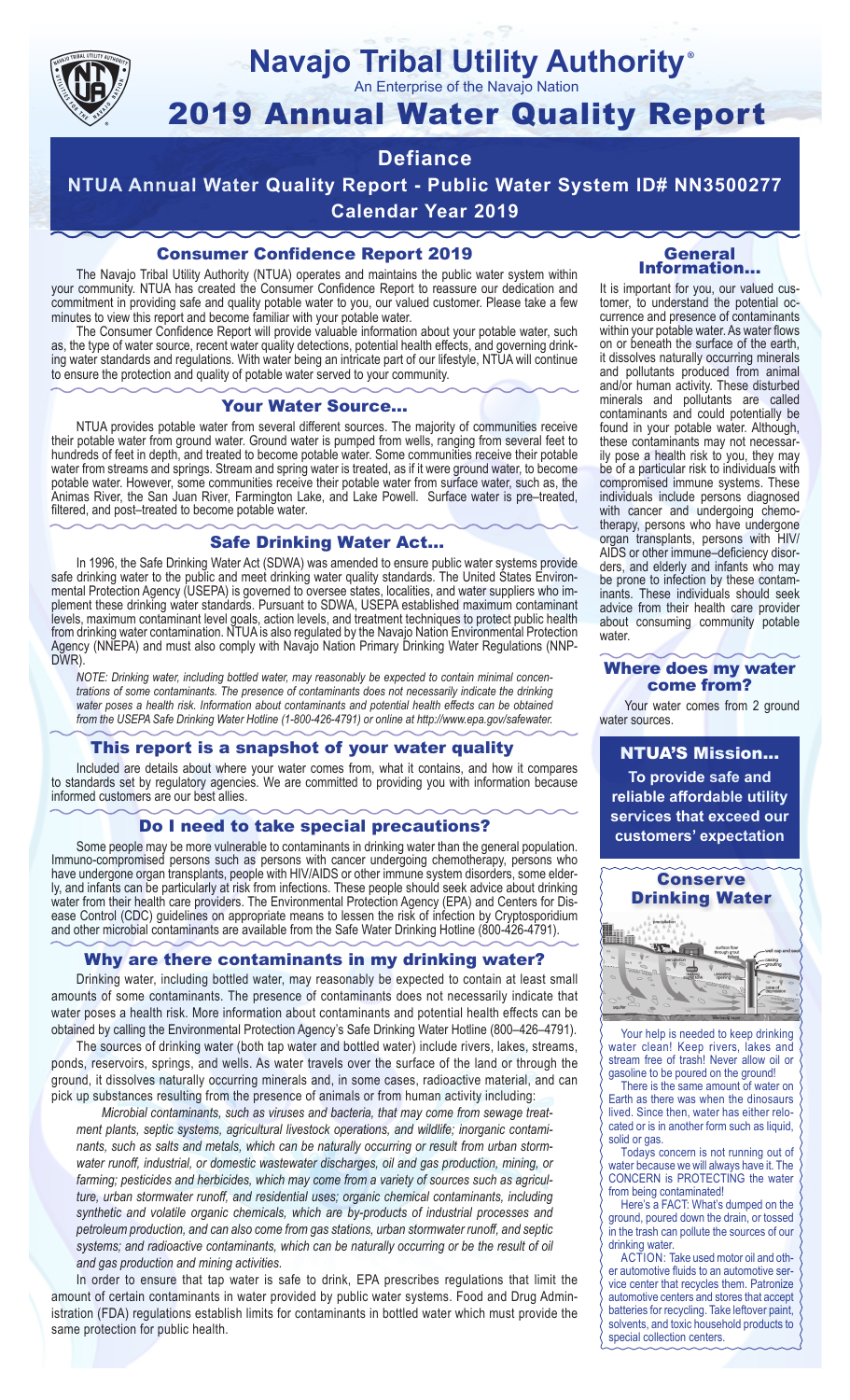# Navajo Tribal Utility Authority®

An Enterprise of the Navajo Nation

# 2019 Annual Water Quality Report

## Defiance

## NTUA Annual Water Quality Report - Public Water System ID# NN3500277

### Calendar Year 2019

## Consumer Confidence Report 2019

The Navajo Tribal Utility Authority (NTUA) operates and maintains the public water system within your community. NTUA has created the Consumer Confidence Report to reassure our dedication and commitment in providing safe and quality potable water to you, our valued customer. Please take a few minutes to view this report and become familiar with your potable water.

The Consumer Confidence Report will provide valuable information about your potable water, such as, the type of water source, recent water quality detections, potential health effects, and governing drinking water standards and regulations. With water being an intricate part of our lifestyle, NTUA will continue to ensure the protection and quality of potable water served to your community.

## Your Water Source…

NTUA provides potable water from several different sources. The majority of communities receive their potable water from ground water. Ground water is pumped from wells, ranging from several feet to hundreds of feet in depth, and treated to become potable water. Some communities receive their potable water from streams and springs. Stream and spring water is treated, as if it were ground water, to become potable water. However, some communities receive their potable water from surface water, such as, the Animas River, the San Juan River, Farmington Lake, and Lake Powell. Surface water is pre–treated, filtered, and post–treated to become potable water.

## Safe Drinking Water Act…

In 1996, the Safe Drinking Water Act (SDWA) was amended to ensure public water systems provide safe drinking water to the public and meet drinking water quality standards. The United States Environmental Protection Agency (USEPA) is governed to oversee states, localities, and water suppliers who implement these drinking water standards. Pursuant to SDWA, USEPA established maximum contaminant levels, maximum contaminant level goals, action levels, and treatment techniques to protect public health from drinking water contamination. NTUA is also regulated by the Navajo Nation Environmental Protection Agency (NNEPA) and must also comply with Navajo Nation Primary Drinking Water Regulations (NNPDWR).

*NOTE: Drinking water, including bottled water, may reasonably be expected to contain minimal concentrations of some contaminants. The presence of contaminants does not necessarily indicate the drinking water poses a health risk. Information about contaminants and potential health effects can be obtained from the USEPA Safe Drinking Water Hotline (1-800-426-4791) or online at http://www.epa.gov/safewater.*

## This report is a snapshot of your water quality

Included are details about where your water comes from, what it contains, and how it compares to standards set by regulatory agencies. We are committed to providing you with information because informed customers are our best allies.

## Do I need to take special precautions?

Some people may be more vulnerable to contaminants in drinking water than the general population. Immuno-compromised persons such as persons with cancer undergoing chemotherapy, persons who have undergone organ transplants, people with HIV/AIDS or other immune system disorders, some elderly, and infants can be particularly at risk from infections. These people should seek advice about drinking water from their health care providers. The Environmental Protection Agency (EPA) and Centers for Disease Control (CDC) guidelines on appropriate means to lessen the risk of infection by Cryptosporidium and other microbial contaminants are available from the Safe Water Drinking Hotline (800-426-4791).

## Why are there contaminants in my drinking water?

Drinking water, including bottled water, may reasonably be expected to contain at least small amounts of some contaminants. The presence of contaminants does not necessarily indicate that water poses a health risk. More information about contaminants and potential health effects can be obtained by calling the Environmental Protection Agency's Safe Drinking Water Hotline (800–426–4791).

The sources of drinking water (both tap water and bottled water) include rivers, lakes, streams, ponds, reservoirs, springs, and wells. As water travels over the surface of the land or through the ground, it dissolves naturally occurring minerals and, in some cases, radioactive material, and can pick up substances resulting from the presence of animals or from human activity including:

*Microbial contaminants, such as viruses and bacteria, that may come from sewage treatment plants, septic systems, agricultural livestock operations, and wildlife; inorganic contaminants, such as salts and metals, which can be naturally occurring or result from urban stormwater runoff, industrial, or domestic wastewater discharges, oil and gas production, mining, or farming; pesticides and herbicides, which may come from a variety of sources such as agriculture, urban stormwater runoff, and residential uses; organic chemical contaminants, including synthetic and volatile organic chemicals, which are by-products of industrial processes and petroleum production, and can also come from gas stations, urban stormwater runoff, and septic systems; and radioactive contaminants, which can be naturally occurring or be the result of oil and gas production and mining activities.*

In order to ensure that tap water is safe to drink, EPA prescribes regulations that limit the amount of certain contaminants in water provided by public water systems. Food and Drug Administration (FDA) regulations establish limits for contaminants in bottled water which must provide the same protection for public health.

## General Information…

It is important for you, our valued customer, to understand the potential occurrence and presence of contaminants within your potable water. As water flows on or beneath the surface of the earth, it dissolves naturally occurring minerals and pollutants produced from animal and/or human activity. These disturbed minerals and pollutants are called contaminants and could potentially be found in your potable water. Although, these contaminants may not necessarily pose a health risk to you, they may be of a particular risk to individuals with compromised immune systems. These individuals include persons diagnosed with cancer and undergoing chemotherapy, persons who have undergone organ transplants, persons with HIV/AIDS or other immune–deficiency disorders, and elderly and infants who may be prone to infection by these contaminants. These individuals should seek advice from their health care provider about consuming community potable water.

## Where does my water come from?

Your water comes from 2 ground water sources.

## NTUA'S Mission…

**To provide safe and reliable affordable utility services that exceed our customers' expectation**

## Conserve Drinking Water

Your help is needed to keep drinking water clean! Keep rivers, lakes and stream free of trash! Never allow oil or gasoline to be poured on the ground!

There is the same amount of water on Earth as there was when the dinosaurs lived. Since then, water has either relocated or is in another form such as liquid, solid or gas.

Todays concern is not running out of water because we will always have it. The CONCERN is PROTECTING the water from being contaminated!

Here's a FACT: What's dumped on the ground, poured down the drain, or tossed in the trash can pollute the sources of our drinking water.

ACTION: Take used motor oil and other automotive fluids to an automotive service center that recycles them. Patronize automotive centers and stores that accept batteries for recycling. Take leftover paint, solvents, and toxic household products to special collection centers.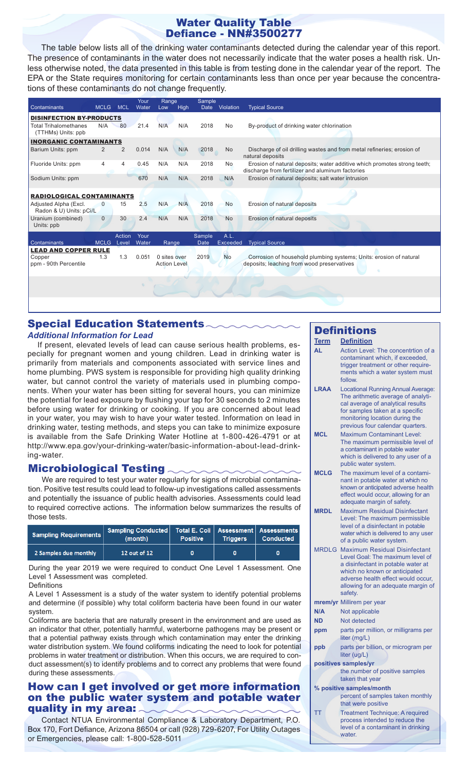# Water Quality Table
## Defiance - NN#3500277

The table below lists all of the drinking water contaminants detected during the calendar year of this report. The presence of contaminants in the water does not necessarily indicate that the water poses a health risk. Unless otherwise noted, the data presented in this table is from testing done in the calendar year of the report. The EPA or the State requires monitoring for certain contaminants less than once per year because the concentrations of these contaminants do not change frequently.

| Contaminants | MCLG | MCL | Your Water | Range Low | Range High | Sample Date | Violation | Typical Source |
|---|---|---|---|---|---|---|---|---|
| **DISINFECTION BY-PRODUCTS** | | | | | | | | |
| Total Trihalomethanes (TTHMs) Units: ppb | N/A | 80 | 21.4 | N/A | N/A | 2018 | No | By-product of drinking water chlorination |
| **INORGANIC CONTAMINANTS** | | | | | | | | |
| Barium Units: ppm | 2 | 2 | 0.014 | N/A | N/A | 2018 | No | Discharge of oil drilling wastes and from metal refineries; erosion of natural deposits |
| Fluoride Units: ppm | 4 | 4 | 0.45 | N/A | N/A | 2018 | No | Erosion of natural deposits; water additive which promotes strong teeth; discharge from fertilizer and aluminum factories |
| Sodium Units: ppm | | | 670 | N/A | N/A | 2018 | N/A | Erosion of natural deposits; salt water intrusion |
| **RADIOLOGICAL CONTAMINANTS** | | | | | | | | |
| Adjusted Alpha (Excl. Radon & U) Units: pCi/L | 0 | 15 | 2.5 | N/A | N/A | 2018 | No | Erosion of natural deposits |
| Uranium (combined) Units: ppb | 0 | 30 | 2.4 | N/A | N/A | 2018 | No | Erosion of natural deposits |

| Contaminants | MCLG | Action Level | Your Water | Range | Sample Date | A.L. Exceeded | Typical Source |
|---|---|---|---|---|---|---|---|
| **LEAD AND COPPER RULE** | | | | | | | |
| Copper ppm - 90th Percentile | 1.3 | 1.3 | 0.051 | 0 sites over Action Level | 2019 | No | Corrosion of household plumbing systems; Units: erosion of natural deposits; leaching from wood preservatives |

## Special Education Statements

### *Additional Information for Lead*

If present, elevated levels of lead can cause serious health problems, especially for pregnant women and young children. Lead in drinking water is primarily from materials and components associated with service lines and home plumbing. PWS system is responsible for providing high quality drinking water, but cannot control the variety of materials used in plumbing components. When your water has been sitting for several hours, you can minimize the potential for lead exposure by flushing your tap for 30 seconds to 2 minutes before using water for drinking or cooking. If you are concerned about lead in your water, you may wish to have your water tested. Information on lead in drinking water, testing methods, and steps you can take to minimize exposure is available from the Safe Drinking Water Hotline at 1-800-426-4791 or at http://www.epa.gov/your-drinking-water/basic-information-about-lead-drinking-water.

## Microbiological Testing

We are required to test your water regularly for signs of microbial contamination. Positive test results could lead to follow-up investigations called assessments and potentially the issuance of public health advisories. Assessments could lead to required corrective actions. The information below summarizes the results of those tests.

| Sampling Requirements | Sampling Conducted (month) | Total E. Coli Positive | Assessment Triggers | Assessments Conducted |
|---|---|---|---|---|
| 2 Samples due monthly | 12 out of 12 | 0 | 0 | 0 |

During the year 2019 we were required to conduct One Level 1 Assessment. One Level 1 Assessment was completed.

Definitions

A Level 1 Assessment is a study of the water system to identify potential problems and determine (if possible) why total coliform bacteria have been found in our water system.

Coliforms are bacteria that are naturally present in the environment and are used as an indicator that other, potentially harmful, waterborne pathogens may be present or that a potential pathway exists through which contamination may enter the drinking water distribution system. We found coliforms indicating the need to look for potential problems in water treatment or distribution. When this occurs, we are required to conduct assessment(s) to identify problems and to correct any problems that were found during these assessments.

## How can I get involved or get more information on the public water system and potable water quality in my area:

Contact NTUA Environmental Compliance & Laboratory Department, P.O. Box 170, Fort Defiance, Arizona 86504 or call (928) 729-6207, For Utility Outages or Emergencies, please call: 1-800-528-5011

## Definitions

| Term | Definition |
|---|---|
| AL | Action Level: The concentrtion of a contaminant which, if exceeded, trigger treatment or other requirements which a water system must follow. |
| LRAA | Locational Running Annual Average: The arithmetic average of analytical average of analytical results for samples taken at a specific monitoring location during the previous four calendar quarters. |
| MCL | Maximum Contaminant Level: The maximum permissible level of a contaminant in potable water which is delivered to any user of a public water system. |
| MCLG | The maximum level of a contaminant in potable water at which no known or anticipated adverse health effect would occur, allowing for an adequate margin of safety. |
| MRDL | Maximum Residual Disinfectant Level: The maximum permissible level of a disinfectant in potable water which is delivered to any user of a public water system. |
| MRDLG | Maximum Residual Disinfectant Level Goal: The maximum level of a disinfectant in potable water at which no known or anticipated adverse health effect would occur, allowing for an adequate margin of safety. |
| mrem/yr | Millirem per year |
| N/A | Not applicable |
| ND | Not detected |
| ppm | parts per million, or milligrams per liter (mg/L) |
| ppb | parts per billion, or microgram per liter (ug/L) |
| positives samples/yr | the number of positive samples taken that year |
| % positive samples/month | percent of samples taken monthly that were positive |
| TT | Treatment Technique: A required process intended to reduce the level of a contaminant in drinking water. |